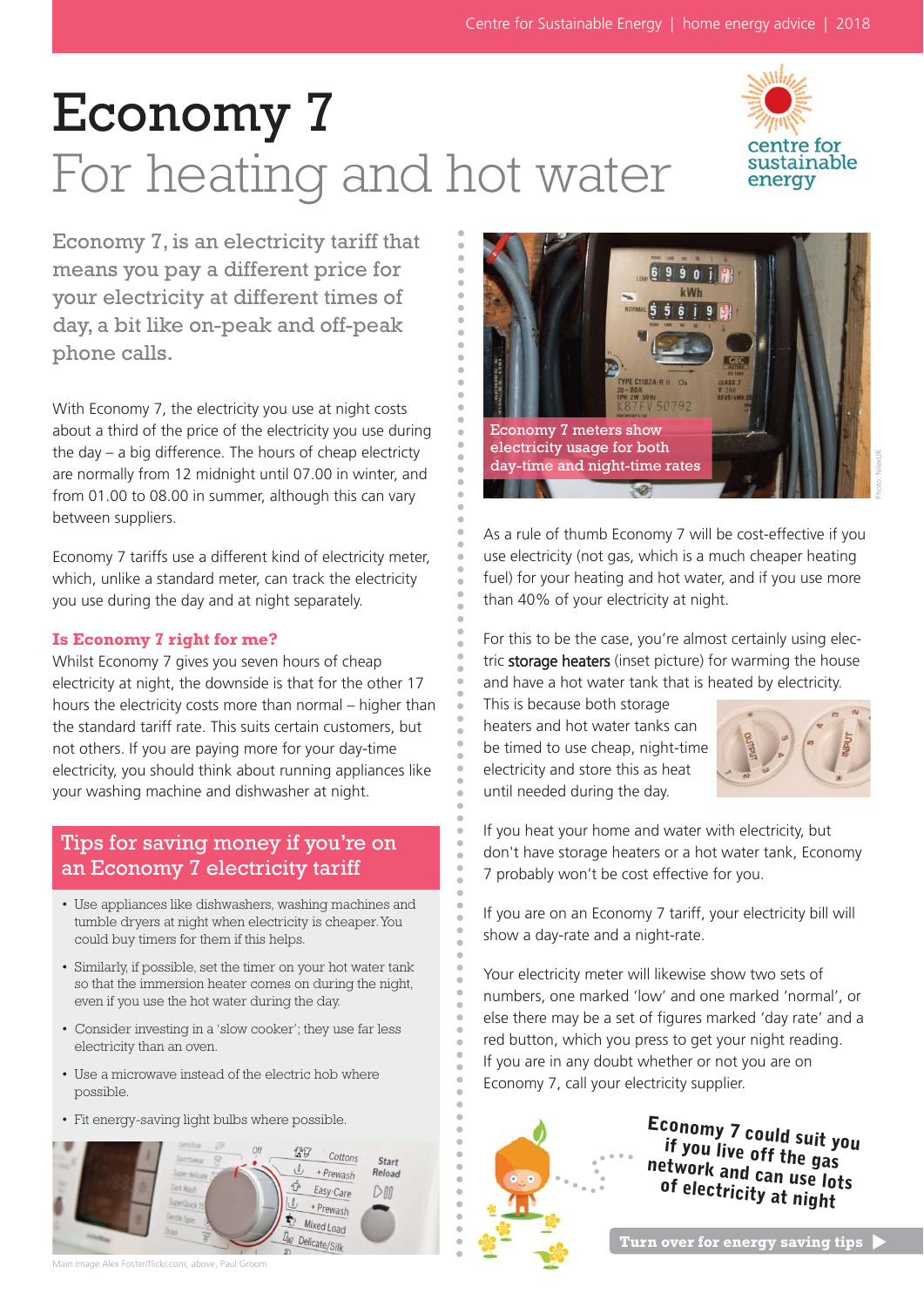# Economy 7

## For heating and hot water

Economy 7, is an electricity tariff that means you pay a different price for your electricity at different times of day, a bit like on-peak and off-peak phone calls.

With Economy 7, the electricity you use at night costs about a third of the price of the electricity you use during the day – a big difference. The hours of cheap electricity are normally from 12 midnight until 07.00 in winter, and from 01.00 to 08.00 in summer, although this can vary between suppliers.

Economy 7 tariffs use a different kind of electricity meter, which, unlike a standard meter, can track the electricity you use during the day and at night separately.

### Is Economy 7 right for me?

Whilst Economy 7 gives you seven hours of cheap electricity at night, the downside is that for the other 17 hours the electricity costs more than normal – higher than the standard tariff rate. This suits certain customers, but not others. If you are paying more for your day-time electricity, you should think about running appliances like your washing machine and dishwasher at night.

### Tips for saving money if you're on an Economy 7 electricity tariff

- Use appliances like dishwashers, washing machines and tumble dryers at night when electricity is cheaper. You could buy timers for them if this helps.
- Similarly, if possible, set the timer on your hot water tank so that the immersion heater comes on during the night, even if you use the hot water during the day.
- Consider investing in a 'slow cooker'; they use far less electricity than an oven.
- Use a microwave instead of the electric hob where possible.
- Fit energy-saving light bulbs where possible.

Main image Alex Foster/flickr.com; above, Paul Groom

Economy 7 meters show electricity usage for both day-time and night-time rates

Photo: NileUK

As a rule of thumb Economy 7 will be cost-effective if you use electricity (not gas, which is a much cheaper heating fuel) for your heating and hot water, and if you use more than 40% of your electricity at night.

For this to be the case, you're almost certainly using electric **storage heaters** (inset picture) for warming the house and have a hot water tank that is heated by electricity. This is because both storage heaters and hot water tanks can be timed to use cheap, night-time electricity and store this as heat until needed during the day.

If you heat your home and water with electricity, but don't have storage heaters or a hot water tank, Economy 7 probably won't be cost effective for you.

If you are on an Economy 7 tariff, your electricity bill will show a day-rate and a night-rate.

Your electricity meter will likewise show two sets of numbers, one marked 'low' and one marked 'normal', or else there may be a set of figures marked 'day rate' and a red button, which you press to get your night reading. If you are in any doubt whether or not you are on Economy 7, call your electricity supplier.

Economy 7 could suit you if you live off the gas network and can use lots of electricity at night

**Turn over for energy saving tips ▶**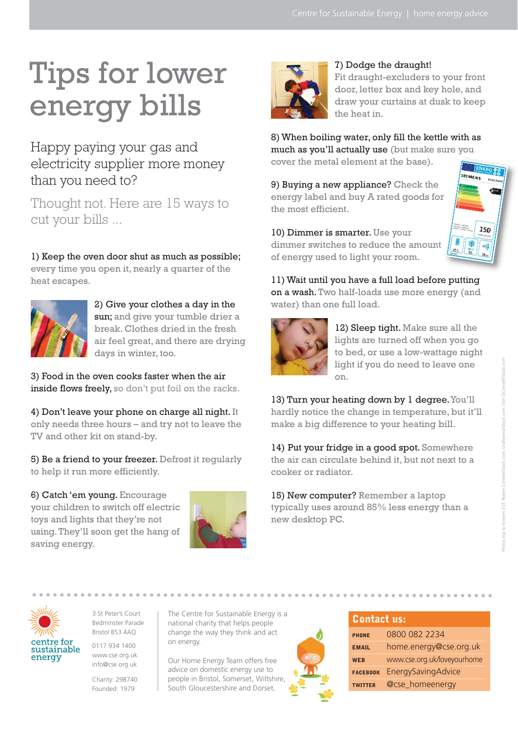# Tips for lower energy bills

## Happy paying your gas and electricity supplier more money than you need to?

Thought not. Here are 15 ways to cut your bills ...

**1) Keep the oven door shut as much as possible;** every time you open it, nearly a quarter of the heat escapes.

**2) Give your clothes a day in the sun;** and give your tumble drier a break. Clothes dried in the fresh air feel great, and there are drying days in winter, too.

**3) Food in the oven cooks faster when the air inside flows freely,** so don't put foil on the racks.

**4) Don't leave your phone on charge all night.** It only needs three hours – and try not to leave the TV and other kit on stand-by.

**5) Be a friend to your freezer.** Defrost it regularly to help it run more efficiently.

**6) Catch 'em young.** Encourage your children to switch off electric toys and lights that they're not using. They'll soon get the hang of saving energy.

**7) Dodge the draught!** Fit draught-excluders to your front door, letter box and key hole, and draw your curtains at dusk to keep the heat in.

**8) When boiling water, only fill the kettle with as much as you'll actually use** (but make sure you cover the metal element at the base).

**9) Buying a new appliance?** Check the energy label and buy A rated goods for the most efficient.

**10) Dimmer is smarter.** Use your dimmer switches to reduce the amount of energy used to light your room.

**11) Wait until you have a full load before putting on a wash.** Two half-loads use more energy (and water) than one full load.

**12) Sleep tight.** Make sure all the lights are turned off when you go to bed, or use a low-wattage night light if you do need to leave one on.

**13) Turn your heating down by 1 degree.** You'll hardly notice the change in temperature, but it'll make a big difference to your heating bill.

**14) Put your fridge in a good spot.** Somewhere the air can circulate behind it, but not next to a cooker or radiator.

**15) New computer?** Remember a laptop typically uses around 85% less energy than a new desktop PC.

Photos top to bottom: EST, Robert Corbett/iStock.com, Grafissimo/iStock.com, Don OConnell/iStock.com

---

centre for sustainable energy

3 St Peter's Court
Bedminster Parade
Bristol BS3 4AQ

0117 934 1400
www.cse.org.uk
info@cse.org.uk

Charity: 298740
Founded: 1979

The Centre for Sustainable Energy is a national charity that helps people change the way they think and act on energy.

Our Home Energy Team offers free advice on domestic energy use to people in Bristol, Somerset, Wiltshire, South Gloucestershire and Dorset.

**Contact us:**

| | |
|---|---|
| PHONE | 0800 082 2234 |
| EMAIL | home.energy@cse.org.uk |
| WEB | www.cse.org.uk/loveyourhome |
| FACEBOOK | EnergySavingAdvice |
| TWITTER | @cse_homeenergy |